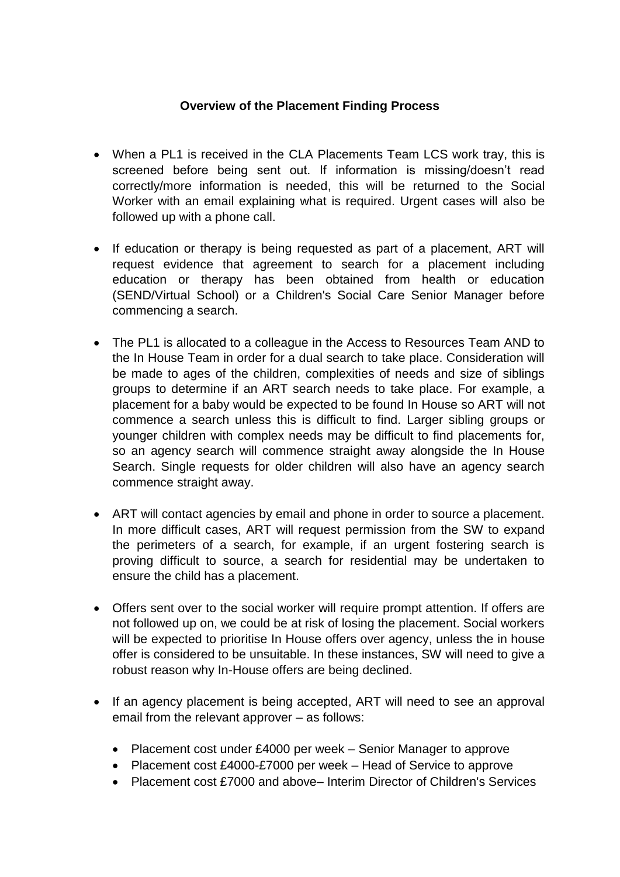**Overview of the Placement Finding Process**

- When a PL1 is received in the CLA Placements Team LCS work tray, this is screened before being sent out. If information is missing/doesn't read correctly/more information is needed, this will be returned to the Social Worker with an email explaining what is required. Urgent cases will also be followed up with a phone call.
- If education or therapy is being requested as part of a placement, ART will request evidence that agreement to search for a placement including education or therapy has been obtained from health or education (SEND/Virtual School) or a Children's Social Care Senior Manager before commencing a search.
- The PL1 is allocated to a colleague in the Access to Resources Team AND to the In House Team in order for a dual search to take place. Consideration will be made to ages of the children, complexities of needs and size of siblings groups to determine if an ART search needs to take place. For example, a placement for a baby would be expected to be found In House so ART will not commence a search unless this is difficult to find. Larger sibling groups or younger children with complex needs may be difficult to find placements for, so an agency search will commence straight away alongside the In House Search. Single requests for older children will also have an agency search commence straight away.
- ART will contact agencies by email and phone in order to source a placement. In more difficult cases, ART will request permission from the SW to expand the perimeters of a search, for example, if an urgent fostering search is proving difficult to source, a search for residential may be undertaken to ensure the child has a placement.
- Offers sent over to the social worker will require prompt attention. If offers are not followed up on, we could be at risk of losing the placement. Social workers will be expected to prioritise In House offers over agency, unless the in house offer is considered to be unsuitable. In these instances, SW will need to give a robust reason why In-House offers are being declined.
- If an agency placement is being accepted, ART will need to see an approval email from the relevant approver – as follows:
  - Placement cost under £4000 per week – Senior Manager to approve
  - Placement cost £4000-£7000 per week – Head of Service to approve
  - Placement cost £7000 and above– Interim Director of Children's Services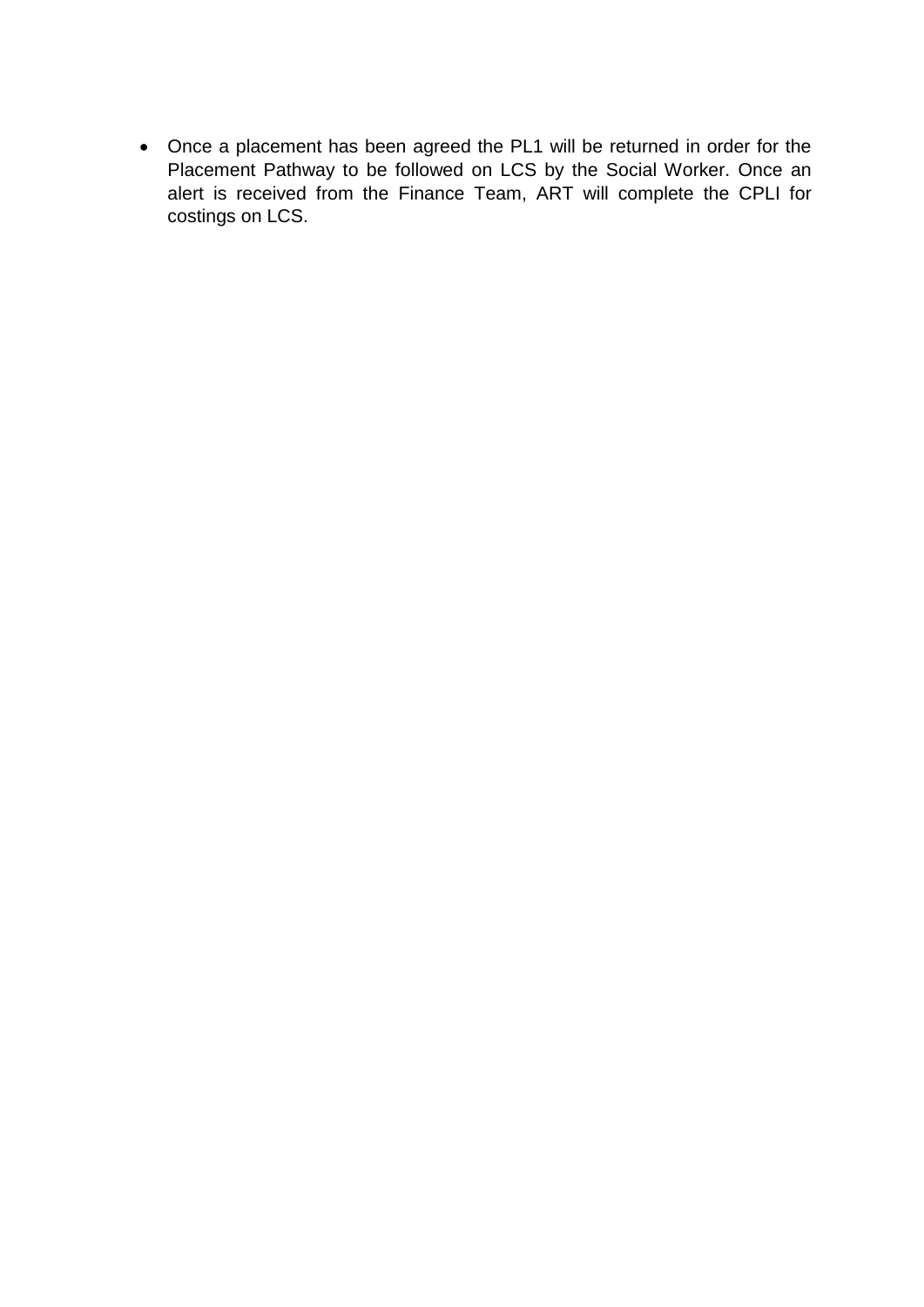- Once a placement has been agreed the PL1 will be returned in order for the Placement Pathway to be followed on LCS by the Social Worker. Once an alert is received from the Finance Team, ART will complete the CPLI for costings on LCS.